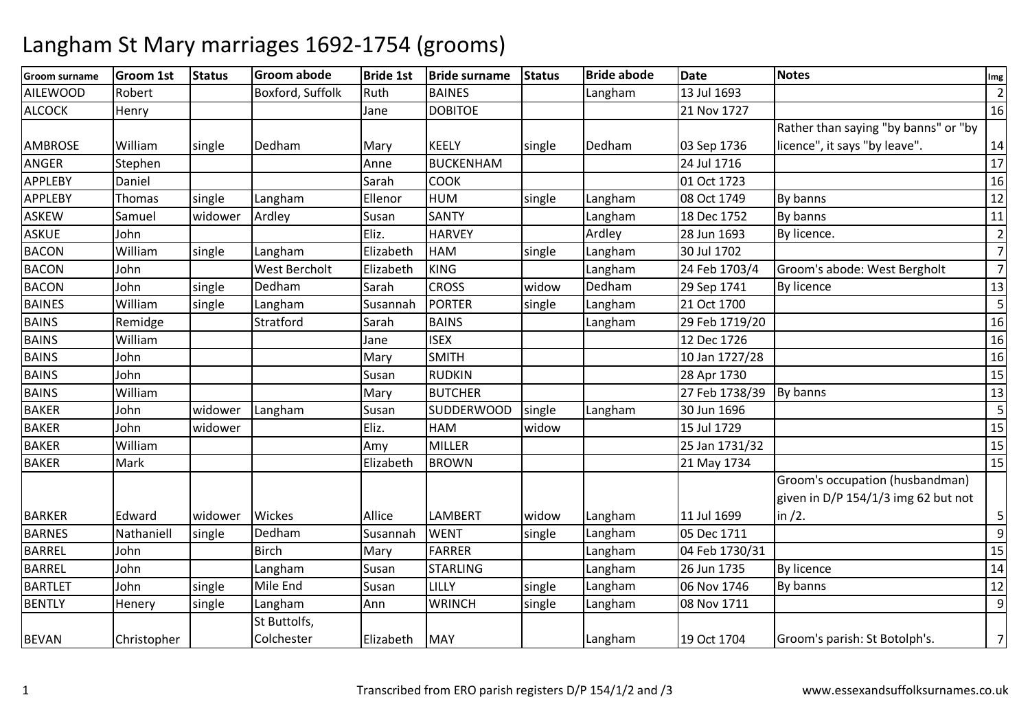# Langham St Mary marriages 1692-1754 (grooms)

| Groom surname | Groom 1st | Status | Groom abode | Bride 1st | Bride surname | Status | Bride abode | Date | Notes | Img |
|---|---|---|---|---|---|---|---|---|---|---|
| AILEWOOD | Robert | | Boxford, Suffolk | Ruth | BAINES | | Langham | 13 Jul 1693 | | 2 |
| ALCOCK | Henry | | | Jane | DOBITOE | | | 21 Nov 1727 | | 16 |
| AMBROSE | William | single | Dedham | Mary | KEELY | single | Dedham | 03 Sep 1736 | Rather than saying "by banns" or "by licence", it says "by leave". | 14 |
| ANGER | Stephen | | | Anne | BUCKENHAM | | | 24 Jul 1716 | | 17 |
| APPLEBY | Daniel | | | Sarah | COOK | | | 01 Oct 1723 | | 16 |
| APPLEBY | Thomas | single | Langham | Ellenor | HUM | single | Langham | 08 Oct 1749 | By banns | 12 |
| ASKEW | Samuel | widower | Ardley | Susan | SANTY | | Langham | 18 Dec 1752 | By banns | 11 |
| ASKUE | John | | | Eliz. | HARVEY | | Ardley | 28 Jun 1693 | By licence. | 2 |
| BACON | William | single | Langham | Elizabeth | HAM | single | Langham | 30 Jul 1702 | | 7 |
| BACON | John | | West Bercholt | Elizabeth | KING | | Langham | 24 Feb 1703/4 | Groom's abode: West Bergholt | 7 |
| BACON | John | single | Dedham | Sarah | CROSS | widow | Dedham | 29 Sep 1741 | By licence | 13 |
| BAINES | William | single | Langham | Susannah | PORTER | single | Langham | 21 Oct 1700 | | 5 |
| BAINS | Remidge | | Stratford | Sarah | BAINS | | Langham | 29 Feb 1719/20 | | 16 |
| BAINS | William | | | Jane | ISEX | | | 12 Dec 1726 | | 16 |
| BAINS | John | | | Mary | SMITH | | | 10 Jan 1727/28 | | 16 |
| BAINS | John | | | Susan | RUDKIN | | | 28 Apr 1730 | | 15 |
| BAINS | William | | | Mary | BUTCHER | | | 27 Feb 1738/39 | By banns | 13 |
| BAKER | John | widower | Langham | Susan | SUDDERWOOD | single | Langham | 30 Jun 1696 | | 5 |
| BAKER | John | widower | | Eliz. | HAM | widow | | 15 Jul 1729 | | 15 |
| BAKER | William | | | Amy | MILLER | | | 25 Jan 1731/32 | | 15 |
| BAKER | Mark | | | Elizabeth | BROWN | | | 21 May 1734 | | 15 |
| BARKER | Edward | widower | Wickes | Allice | LAMBERT | widow | Langham | 11 Jul 1699 | Groom's occupation (husbandman) given in D/P 154/1/3 img 62 but not in /2. | 5 |
| BARNES | Nathaniell | single | Dedham | Susannah | WENT | single | Langham | 05 Dec 1711 | | 9 |
| BARREL | John | | Birch | Mary | FARRER | | Langham | 04 Feb 1730/31 | | 15 |
| BARREL | John | | Langham | Susan | STARLING | | Langham | 26 Jun 1735 | By licence | 14 |
| BARTLET | John | single | Mile End | Susan | LILLY | single | Langham | 06 Nov 1746 | By banns | 12 |
| BENTLY | Henery | single | Langham | Ann | WRINCH | single | Langham | 08 Nov 1711 | | 9 |
| BEVAN | Christopher | | St Buttolfs, Colchester | Elizabeth | MAY | | Langham | 19 Oct 1704 | Groom's parish: St Botolph's. | 7 |

Transcribed from ERO parish registers D/P 154/1/2 and /3

www.essexandsuffolksurnames.co.uk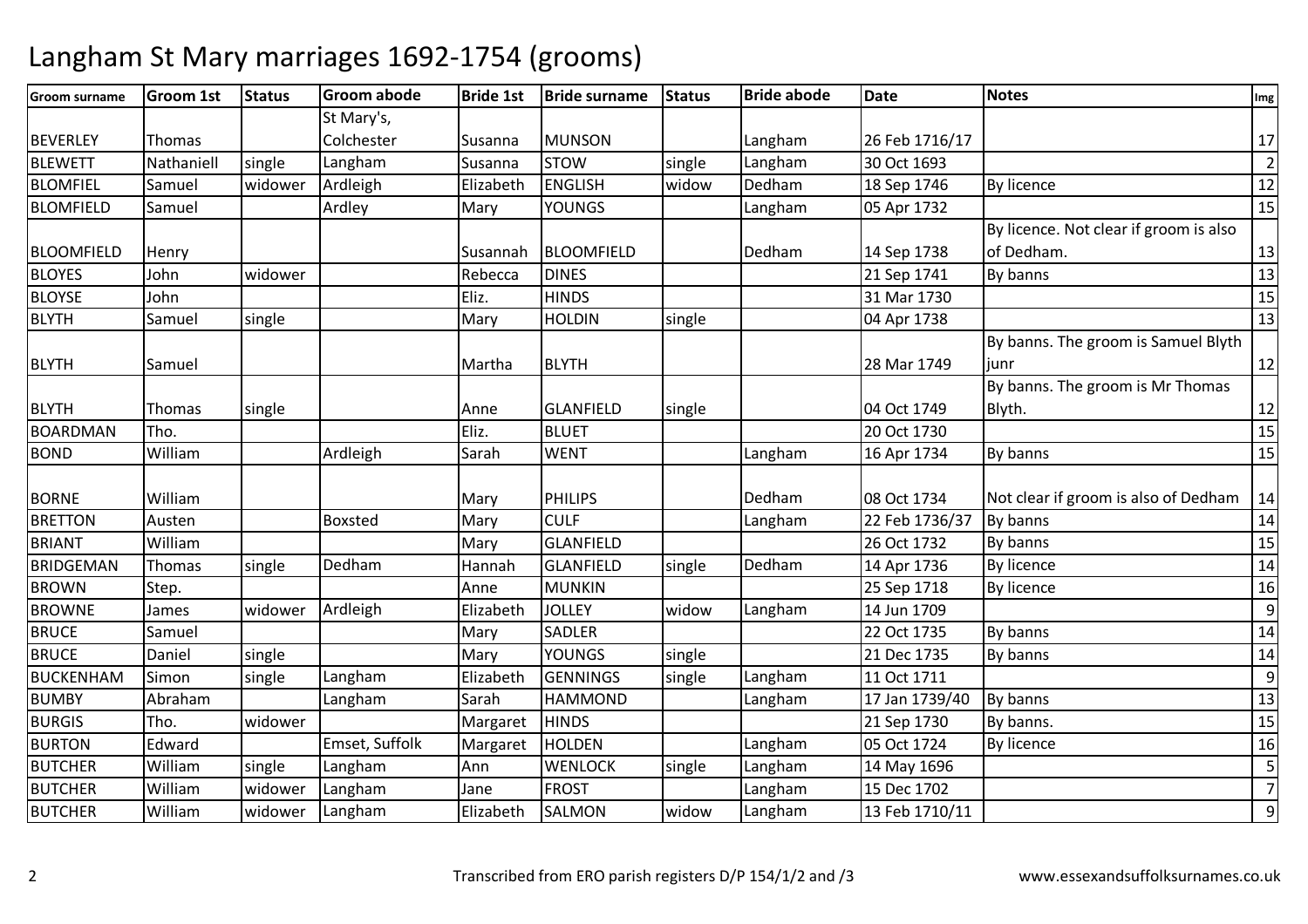# Langham St Mary marriages 1692-1754 (grooms)

| Groom surname | Groom 1st | Status | Groom abode | Bride 1st | Bride surname | Status | Bride abode | Date | Notes | Img |
|---|---|---|---|---|---|---|---|---|---|---|
| BEVERLEY | Thomas | | St Mary's, Colchester | Susanna | MUNSON | | Langham | 26 Feb 1716/17 | | 17 |
| BLEWETT | Nathaniell | single | Langham | Susanna | STOW | single | Langham | 30 Oct 1693 | | 2 |
| BLOMFIEL | Samuel | widower | Ardleigh | Elizabeth | ENGLISH | widow | Dedham | 18 Sep 1746 | By licence | 12 |
| BLOMFIELD | Samuel | | Ardley | Mary | YOUNGS | | Langham | 05 Apr 1732 | | 15 |
| BLOOMFIELD | Henry | | | Susannah | BLOOMFIELD | | Dedham | 14 Sep 1738 | By licence. Not clear if groom is also of Dedham. | 13 |
| BLOYES | John | widower | | Rebecca | DINES | | | 21 Sep 1741 | By banns | 13 |
| BLOYSE | John | | | Eliz. | HINDS | | | 31 Mar 1730 | | 15 |
| BLYTH | Samuel | single | | Mary | HOLDIN | single | | 04 Apr 1738 | | 13 |
| BLYTH | Samuel | | | Martha | BLYTH | | | 28 Mar 1749 | By banns. The groom is Samuel Blyth junr | 12 |
| BLYTH | Thomas | single | | Anne | GLANFIELD | single | | 04 Oct 1749 | By banns. The groom is Mr Thomas Blyth. | 12 |
| BOARDMAN | Tho. | | | Eliz. | BLUET | | | 20 Oct 1730 | | 15 |
| BOND | William | | Ardleigh | Sarah | WENT | | Langham | 16 Apr 1734 | By banns | 15 |
| BORNE | William | | | Mary | PHILIPS | | Dedham | 08 Oct 1734 | Not clear if groom is also of Dedham | 14 |
| BRETTON | Austen | | Boxsted | Mary | CULF | | Langham | 22 Feb 1736/37 | By banns | 14 |
| BRIANT | William | | | Mary | GLANFIELD | | | 26 Oct 1732 | By banns | 15 |
| BRIDGEMAN | Thomas | single | Dedham | Hannah | GLANFIELD | single | Dedham | 14 Apr 1736 | By licence | 14 |
| BROWN | Step. | | | Anne | MUNKIN | | | 25 Sep 1718 | By licence | 16 |
| BROWNE | James | widower | Ardleigh | Elizabeth | JOLLEY | widow | Langham | 14 Jun 1709 | | 9 |
| BRUCE | Samuel | | | Mary | SADLER | | | 22 Oct 1735 | By banns | 14 |
| BRUCE | Daniel | single | | Mary | YOUNGS | single | | 21 Dec 1735 | By banns | 14 |
| BUCKENHAM | Simon | single | Langham | Elizabeth | GENNINGS | single | Langham | 11 Oct 1711 | | 9 |
| BUMBY | Abraham | | Langham | Sarah | HAMMOND | | Langham | 17 Jan 1739/40 | By banns | 13 |
| BURGIS | Tho. | widower | | Margaret | HINDS | | | 21 Sep 1730 | By banns. | 15 |
| BURTON | Edward | | Emset, Suffolk | Margaret | HOLDEN | | Langham | 05 Oct 1724 | By licence | 16 |
| BUTCHER | William | single | Langham | Ann | WENLOCK | single | Langham | 14 May 1696 | | 5 |
| BUTCHER | William | widower | Langham | Jane | FROST | | Langham | 15 Dec 1702 | | 7 |
| BUTCHER | William | widower | Langham | Elizabeth | SALMON | widow | Langham | 13 Feb 1710/11 | | 9 |

Transcribed from ERO parish registers D/P 154/1/2 and /3 www.essexandsuffolksurnames.co.uk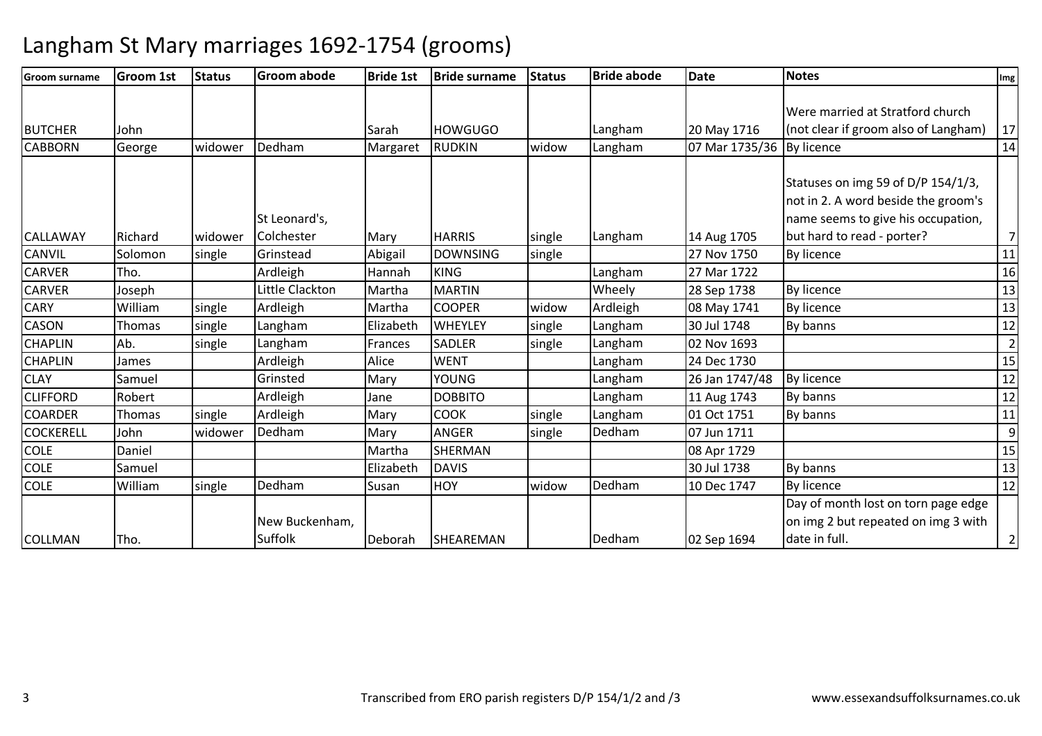# Langham St Mary marriages 1692-1754 (grooms)

| Groom surname | Groom 1st | Status | Groom abode | Bride 1st | Bride surname | Status | Bride abode | Date | Notes | Img |
|---|---|---|---|---|---|---|---|---|---|---|
| BUTCHER | John | | | Sarah | HOWGUGO | | Langham | 20 May 1716 | Were married at Stratford church (not clear if groom also of Langham) | 17 |
| CABBORN | George | widower | Dedham | Margaret | RUDKIN | widow | Langham | 07 Mar 1735/36 | By licence | 14 |
| CALLAWAY | Richard | widower | St Leonard's, Colchester | Mary | HARRIS | single | Langham | 14 Aug 1705 | Statuses on img 59 of D/P 154/1/3, not in 2. A word beside the groom's name seems to give his occupation, but hard to read - porter? | 7 |
| CANVIL | Solomon | single | Grinstead | Abigail | DOWNSING | single | | 27 Nov 1750 | By licence | 11 |
| CARVER | Tho. | | Ardleigh | Hannah | KING | | Langham | 27 Mar 1722 | | 16 |
| CARVER | Joseph | | Little Clackton | Martha | MARTIN | | Wheely | 28 Sep 1738 | By licence | 13 |
| CARY | William | single | Ardleigh | Martha | COOPER | widow | Ardleigh | 08 May 1741 | By licence | 13 |
| CASON | Thomas | single | Langham | Elizabeth | WHEYLEY | single | Langham | 30 Jul 1748 | By banns | 12 |
| CHAPLIN | Ab. | single | Langham | Frances | SADLER | single | Langham | 02 Nov 1693 | | 2 |
| CHAPLIN | James | | Ardleigh | Alice | WENT | | Langham | 24 Dec 1730 | | 15 |
| CLAY | Samuel | | Grinsted | Mary | YOUNG | | Langham | 26 Jan 1747/48 | By licence | 12 |
| CLIFFORD | Robert | | Ardleigh | Jane | DOBBITO | | Langham | 11 Aug 1743 | By banns | 12 |
| COARDER | Thomas | single | Ardleigh | Mary | COOK | single | Langham | 01 Oct 1751 | By banns | 11 |
| COCKERELL | John | widower | Dedham | Mary | ANGER | single | Dedham | 07 Jun 1711 | | 9 |
| COLE | Daniel | | | Martha | SHERMAN | | | 08 Apr 1729 | | 15 |
| COLE | Samuel | | | Elizabeth | DAVIS | | | 30 Jul 1738 | By banns | 13 |
| COLE | William | single | Dedham | Susan | HOY | widow | Dedham | 10 Dec 1747 | By licence | 12 |
| COLLMAN | Tho. | | New Buckenham, Suffolk | Deborah | SHEAREMAN | | Dedham | 02 Sep 1694 | Day of month lost on torn page edge on img 2 but repeated on img 3 with date in full. | 2 |

Transcribed from ERO parish registers D/P 154/1/2 and /3

www.essexandsuffolksurnames.co.uk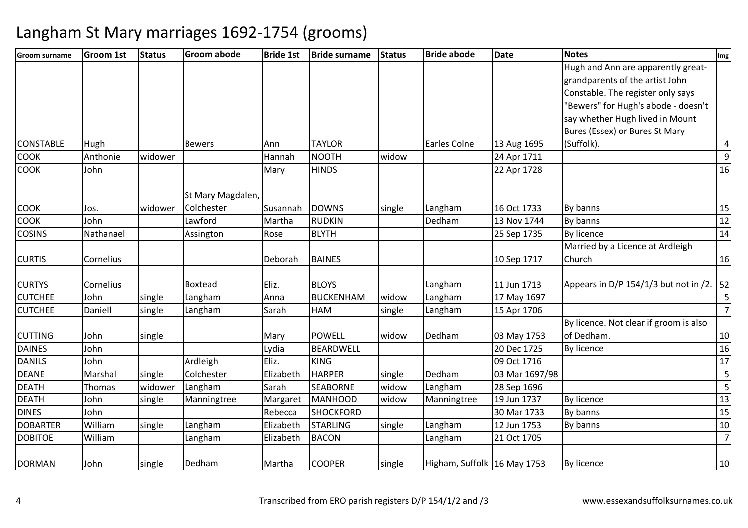# Langham St Mary marriages 1692-1754 (grooms)

| Groom surname | Groom 1st | Status | Groom abode | Bride 1st | Bride surname | Status | Bride abode | Date | Notes | Img |
|---|---|---|---|---|---|---|---|---|---|---|
| CONSTABLE | Hugh | | Bewers | Ann | TAYLOR | | Earles Colne | 13 Aug 1695 | Hugh and Ann are apparently great-grandparents of the artist John Constable. The register only says "Bewers" for Hugh's abode - doesn't say whether Hugh lived in Mount Bures (Essex) or Bures St Mary (Suffolk). | 4 |
| COOK | Anthonie | widower | | Hannah | NOOTH | widow | | 24 Apr 1711 | | 9 |
| COOK | John | | | Mary | HINDS | | | 22 Apr 1728 | | 16 |
| COOK | Jos. | widower | St Mary Magdalen, Colchester | Susannah | DOWNS | single | Langham | 16 Oct 1733 | By banns | 15 |
| COOK | John | | Lawford | Martha | RUDKIN | | Dedham | 13 Nov 1744 | By banns | 12 |
| COSINS | Nathanael | | Assington | Rose | BLYTH | | | 25 Sep 1735 | By licence | 14 |
| CURTIS | Cornelius | | | Deborah | BAINES | | | 10 Sep 1717 | Married by a Licence at Ardleigh Church | 16 |
| CURTYS | Cornelius | | Boxtead | Eliz. | BLOYS | | Langham | 11 Jun 1713 | Appears in D/P 154/1/3 but not in /2. | 52 |
| CUTCHEE | John | single | Langham | Anna | BUCKENHAM | widow | Langham | 17 May 1697 | | 5 |
| CUTCHEE | Daniell | single | Langham | Sarah | HAM | single | Langham | 15 Apr 1706 | | 7 |
| CUTTING | John | single | | Mary | POWELL | widow | Dedham | 03 May 1753 | By licence. Not clear if groom is also of Dedham. | 10 |
| DAINES | John | | | Lydia | BEARDWELL | | | 20 Dec 1725 | By licence | 16 |
| DANILS | John | | Ardleigh | Eliz. | KING | | | 09 Oct 1716 | | 17 |
| DEANE | Marshal | single | Colchester | Elizabeth | HARPER | single | Dedham | 03 Mar 1697/98 | | 5 |
| DEATH | Thomas | widower | Langham | Sarah | SEABORNE | widow | Langham | 28 Sep 1696 | | 5 |
| DEATH | John | single | Manningtree | Margaret | MANHOOD | widow | Manningtree | 19 Jun 1737 | By licence | 13 |
| DINES | John | | | Rebecca | SHOCKFORD | | | 30 Mar 1733 | By banns | 15 |
| DOBARTER | William | single | Langham | Elizabeth | STARLING | single | Langham | 12 Jun 1753 | By banns | 10 |
| DOBITOE | William | | Langham | Elizabeth | BACON | | Langham | 21 Oct 1705 | | 7 |
| DORMAN | John | single | Dedham | Martha | COOPER | single | Higham, Suffolk | 16 May 1753 | By licence | 10 |

Transcribed from ERO parish registers D/P 154/1/2 and /3

www.essexandsuffolksurnames.co.uk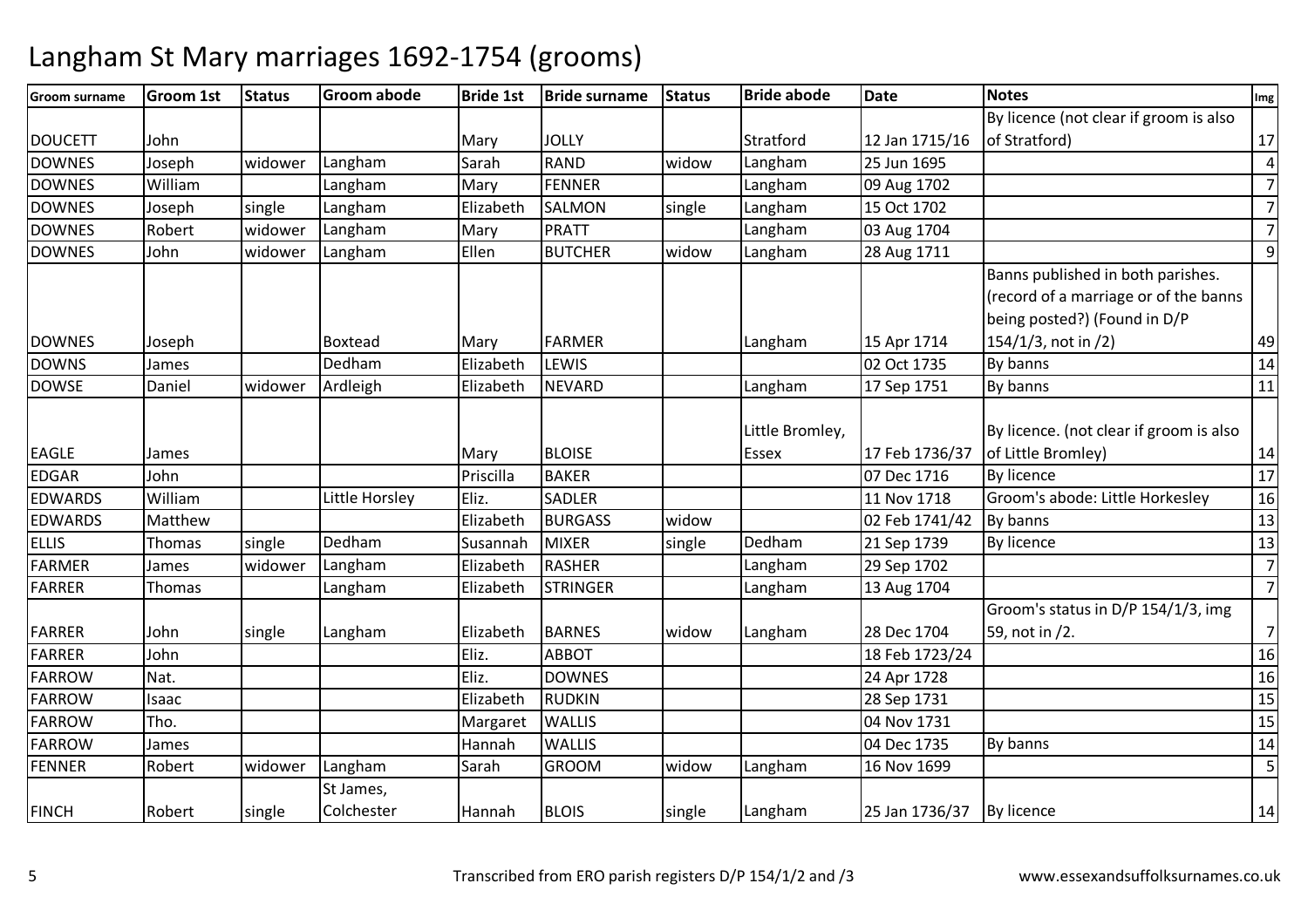# Langham St Mary marriages 1692-1754 (grooms)

| Groom surname | Groom 1st | Status | Groom abode | Bride 1st | Bride surname | Status | Bride abode | Date | Notes | Img |
|---|---|---|---|---|---|---|---|---|---|---|
| DOUCETT | John | | | Mary | JOLLY | | Stratford | 12 Jan 1715/16 | By licence (not clear if groom is also of Stratford) | 17 |
| DOWNES | Joseph | widower | Langham | Sarah | RAND | widow | Langham | 25 Jun 1695 | | 4 |
| DOWNES | William | | Langham | Mary | FENNER | | Langham | 09 Aug 1702 | | 7 |
| DOWNES | Joseph | single | Langham | Elizabeth | SALMON | single | Langham | 15 Oct 1702 | | 7 |
| DOWNES | Robert | widower | Langham | Mary | PRATT | | Langham | 03 Aug 1704 | | 7 |
| DOWNES | John | widower | Langham | Ellen | BUTCHER | widow | Langham | 28 Aug 1711 | | 9 |
| DOWNES | Joseph | | Boxtead | Mary | FARMER | | Langham | 15 Apr 1714 | Banns published in both parishes. (record of a marriage or of the banns being posted?) (Found in D/P 154/1/3, not in /2) | 49 |
| DOWNS | James | | Dedham | Elizabeth | LEWIS | | | 02 Oct 1735 | By banns | 14 |
| DOWSE | Daniel | widower | Ardleigh | Elizabeth | NEVARD | | Langham | 17 Sep 1751 | By banns | 11 |
| EAGLE | James | | | Mary | BLOISE | | Little Bromley, Essex | 17 Feb 1736/37 | By licence. (not clear if groom is also of Little Bromley) | 14 |
| EDGAR | John | | | Priscilla | BAKER | | | 07 Dec 1716 | By licence | 17 |
| EDWARDS | William | | Little Horsley | Eliz. | SADLER | | | 11 Nov 1718 | Groom's abode: Little Horkesley | 16 |
| EDWARDS | Matthew | | | Elizabeth | BURGASS | widow | | 02 Feb 1741/42 | By banns | 13 |
| ELLIS | Thomas | single | Dedham | Susannah | MIXER | single | Dedham | 21 Sep 1739 | By licence | 13 |
| FARMER | James | widower | Langham | Elizabeth | RASHER | | Langham | 29 Sep 1702 | | 7 |
| FARRER | Thomas | | Langham | Elizabeth | STRINGER | | Langham | 13 Aug 1704 | | 7 |
| FARRER | John | single | Langham | Elizabeth | BARNES | widow | Langham | 28 Dec 1704 | Groom's status in D/P 154/1/3, img 59, not in /2. | 7 |
| FARRER | John | | | Eliz. | ABBOT | | | 18 Feb 1723/24 | | 16 |
| FARROW | Nat. | | | Eliz. | DOWNES | | | 24 Apr 1728 | | 16 |
| FARROW | Isaac | | | Elizabeth | RUDKIN | | | 28 Sep 1731 | | 15 |
| FARROW | Tho. | | | Margaret | WALLIS | | | 04 Nov 1731 | | 15 |
| FARROW | James | | | Hannah | WALLIS | | | 04 Dec 1735 | By banns | 14 |
| FENNER | Robert | widower | Langham | Sarah | GROOM | widow | Langham | 16 Nov 1699 | | 5 |
| FINCH | Robert | single | St James, Colchester | Hannah | BLOIS | single | Langham | 25 Jan 1736/37 | By licence | 14 |

Transcribed from ERO parish registers D/P 154/1/2 and /3

www.essexandsuffolksurnames.co.uk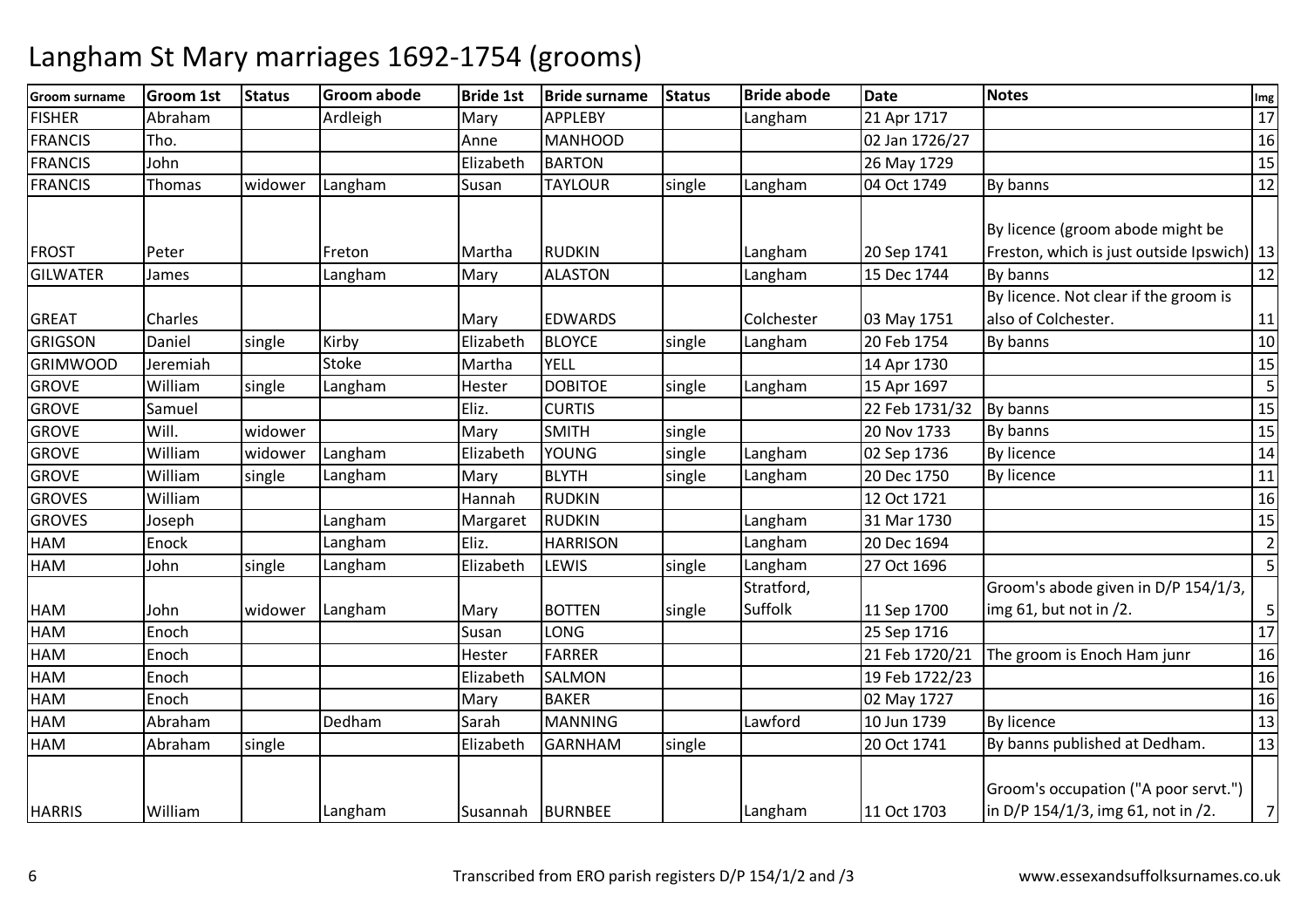# Langham St Mary marriages 1692-1754 (grooms)

| Groom surname | Groom 1st | Status | Groom abode | Bride 1st | Bride surname | Status | Bride abode | Date | Notes | Img |
|---|---|---|---|---|---|---|---|---|---|---|
| FISHER | Abraham | | Ardleigh | Mary | APPLEBY | | Langham | 21 Apr 1717 | | 17 |
| FRANCIS | Tho. | | | Anne | MANHOOD | | | 02 Jan 1726/27 | | 16 |
| FRANCIS | John | | | Elizabeth | BARTON | | | 26 May 1729 | | 15 |
| FRANCIS | Thomas | widower | Langham | Susan | TAYLOUR | single | Langham | 04 Oct 1749 | By banns | 12 |
| FROST | Peter | | Freton | Martha | RUDKIN | | Langham | 20 Sep 1741 | By licence (groom abode might be Freston, which is just outside Ipswich) | 13 |
| GILWATER | James | | Langham | Mary | ALASTON | | Langham | 15 Dec 1744 | By banns | 12 |
| GREAT | Charles | | | Mary | EDWARDS | | Colchester | 03 May 1751 | By licence. Not clear if the groom is also of Colchester. | 11 |
| GRIGSON | Daniel | single | Kirby | Elizabeth | BLOYCE | single | Langham | 20 Feb 1754 | By banns | 10 |
| GRIMWOOD | Jeremiah | | Stoke | Martha | YELL | | | 14 Apr 1730 | | 15 |
| GROVE | William | single | Langham | Hester | DOBITOE | single | Langham | 15 Apr 1697 | | 5 |
| GROVE | Samuel | | | Eliz. | CURTIS | | | 22 Feb 1731/32 | By banns | 15 |
| GROVE | Will. | widower | | Mary | SMITH | single | | 20 Nov 1733 | By banns | 15 |
| GROVE | William | widower | Langham | Elizabeth | YOUNG | single | Langham | 02 Sep 1736 | By licence | 14 |
| GROVE | William | single | Langham | Mary | BLYTH | single | Langham | 20 Dec 1750 | By licence | 11 |
| GROVES | William | | | Hannah | RUDKIN | | | 12 Oct 1721 | | 16 |
| GROVES | Joseph | | Langham | Margaret | RUDKIN | | Langham | 31 Mar 1730 | | 15 |
| HAM | Enock | | Langham | Eliz. | HARRISON | | Langham | 20 Dec 1694 | | 2 |
| HAM | John | single | Langham | Elizabeth | LEWIS | single | Langham | 27 Oct 1696 | | 5 |
| HAM | John | widower | Langham | Mary | BOTTEN | single | Stratford, Suffolk | 11 Sep 1700 | Groom's abode given in D/P 154/1/3, img 61, but not in /2. | 5 |
| HAM | Enoch | | | Susan | LONG | | | 25 Sep 1716 | | 17 |
| HAM | Enoch | | | Hester | FARRER | | | 21 Feb 1720/21 | The groom is Enoch Ham junr | 16 |
| HAM | Enoch | | | Elizabeth | SALMON | | | 19 Feb 1722/23 | | 16 |
| HAM | Enoch | | | Mary | BAKER | | | 02 May 1727 | | 16 |
| HAM | Abraham | | Dedham | Sarah | MANNING | | Lawford | 10 Jun 1739 | By licence | 13 |
| HAM | Abraham | single | | Elizabeth | GARNHAM | single | | 20 Oct 1741 | By banns published at Dedham. | 13 |
| HARRIS | William | | Langham | Susannah | BURNBEE | | Langham | 11 Oct 1703 | Groom's occupation ("A poor servt.") in D/P 154/1/3, img 61, not in /2. | 7 |

Transcribed from ERO parish registers D/P 154/1/2 and /3 www.essexandsuffolksurnames.co.uk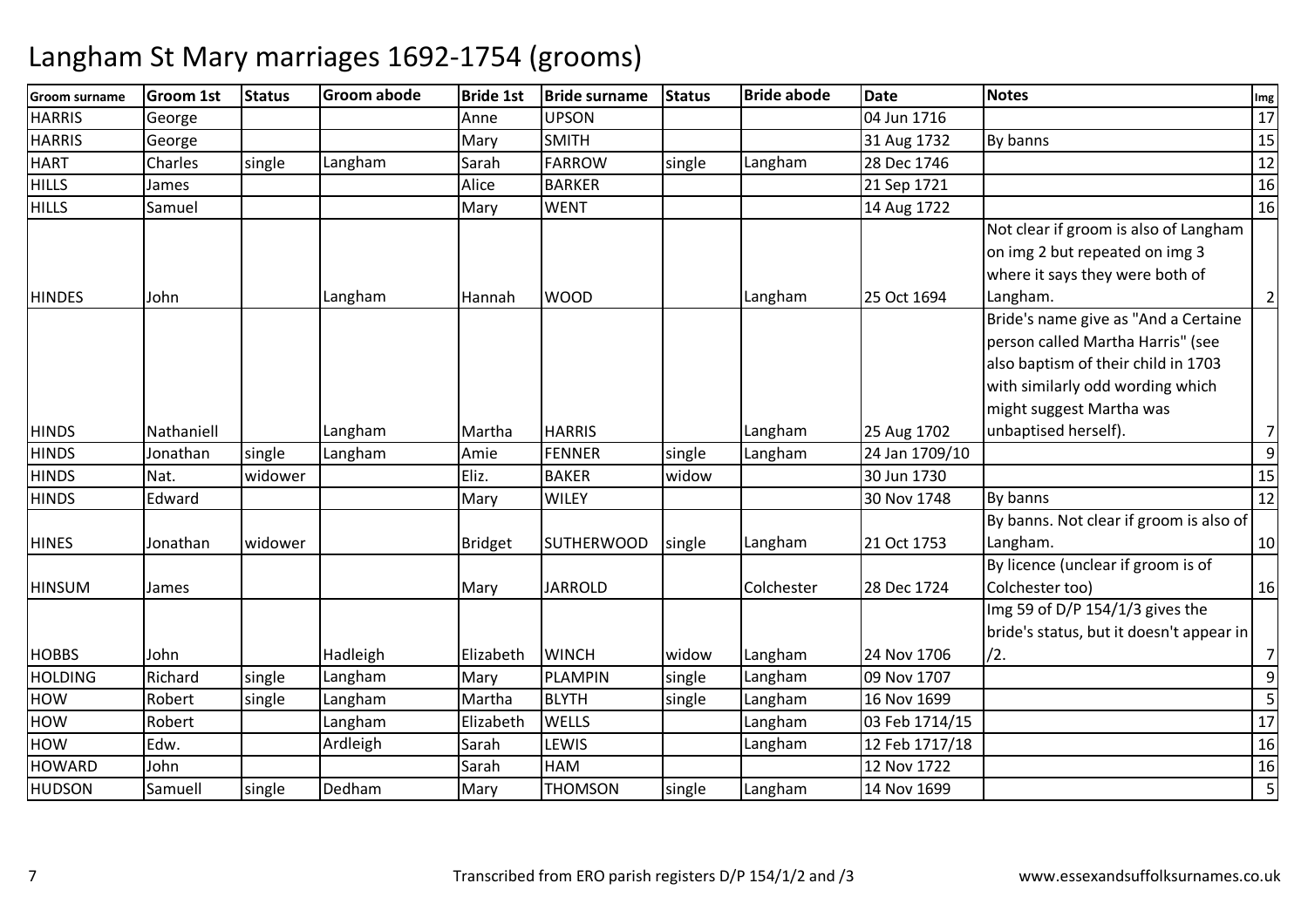# Langham St Mary marriages 1692-1754 (grooms)

| Groom surname | Groom 1st | Status | Groom abode | Bride 1st | Bride surname | Status | Bride abode | Date | Notes | Img |
|---|---|---|---|---|---|---|---|---|---|---|
| HARRIS | George | | | Anne | UPSON | | | 04 Jun 1716 | | 17 |
| HARRIS | George | | | Mary | SMITH | | | 31 Aug 1732 | By banns | 15 |
| HART | Charles | single | Langham | Sarah | FARROW | single | Langham | 28 Dec 1746 | | 12 |
| HILLS | James | | | Alice | BARKER | | | 21 Sep 1721 | | 16 |
| HILLS | Samuel | | | Mary | WENT | | | 14 Aug 1722 | | 16 |
| HINDES | John | | Langham | Hannah | WOOD | | Langham | 25 Oct 1694 | Not clear if groom is also of Langham on img 2 but repeated on img 3 where it says they were both of Langham. | 2 |
| HINDS | Nathaniell | | Langham | Martha | HARRIS | | Langham | 25 Aug 1702 | Bride's name give as "And a Certaine person called Martha Harris" (see also baptism of their child in 1703 with similarly odd wording which might suggest Martha was unbaptised herself). | 7 |
| HINDS | Jonathan | single | Langham | Amie | FENNER | single | Langham | 24 Jan 1709/10 | | 9 |
| HINDS | Nat. | widower | | Eliz. | BAKER | widow | | 30 Jun 1730 | | 15 |
| HINDS | Edward | | | Mary | WILEY | | | 30 Nov 1748 | By banns | 12 |
| HINES | Jonathan | widower | | Bridget | SUTHERWOOD | single | Langham | 21 Oct 1753 | By banns. Not clear if groom is also of Langham. | 10 |
| HINSUM | James | | | Mary | JARROLD | | Colchester | 28 Dec 1724 | By licence (unclear if groom is of Colchester too) | 16 |
| HOBBS | John | | Hadleigh | Elizabeth | WINCH | widow | Langham | 24 Nov 1706 | Img 59 of D/P 154/1/3 gives the bride's status, but it doesn't appear in /2. | 7 |
| HOLDING | Richard | single | Langham | Mary | PLAMPIN | single | Langham | 09 Nov 1707 | | 9 |
| HOW | Robert | single | Langham | Martha | BLYTH | single | Langham | 16 Nov 1699 | | 5 |
| HOW | Robert | | Langham | Elizabeth | WELLS | | Langham | 03 Feb 1714/15 | | 17 |
| HOW | Edw. | | Ardleigh | Sarah | LEWIS | | Langham | 12 Feb 1717/18 | | 16 |
| HOWARD | John | | | Sarah | HAM | | | 12 Nov 1722 | | 16 |
| HUDSON | Samuell | single | Dedham | Mary | THOMSON | single | Langham | 14 Nov 1699 | | 5 |

Transcribed from ERO parish registers D/P 154/1/2 and /3 www.essexandsuffolksurnames.co.uk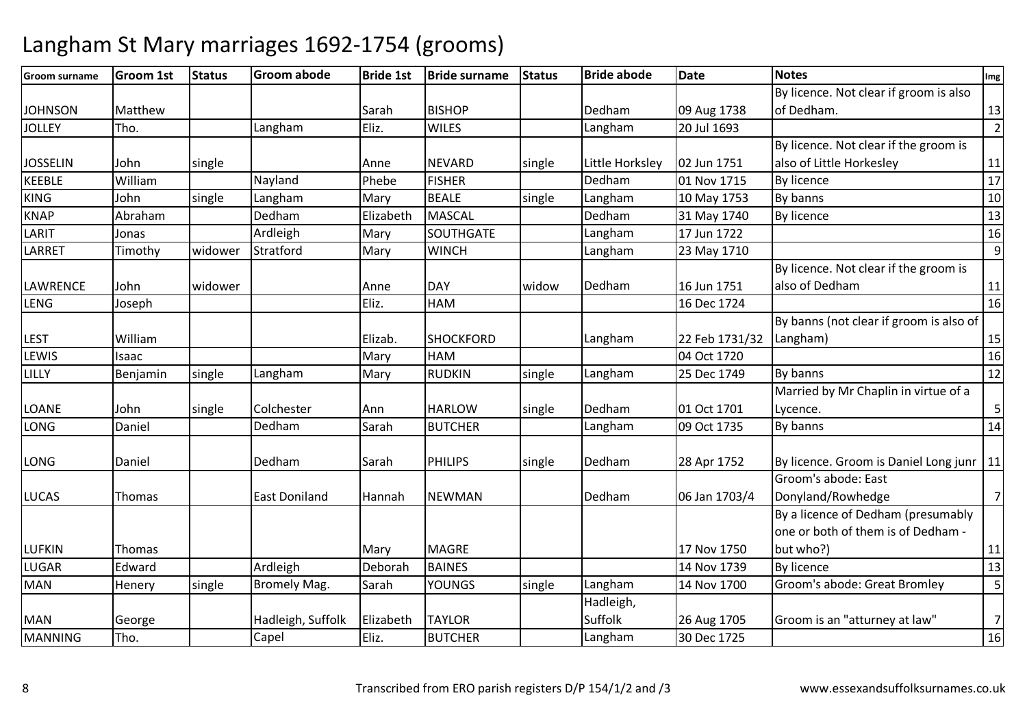# Langham St Mary marriages 1692-1754 (grooms)

| Groom surname | Groom 1st | Status | Groom abode | Bride 1st | Bride surname | Status | Bride abode | Date | Notes | Img |
|---|---|---|---|---|---|---|---|---|---|---|
| JOHNSON | Matthew | | | Sarah | BISHOP | | Dedham | 09 Aug 1738 | By licence. Not clear if groom is also of Dedham. | 13 |
| JOLLEY | Tho. | | Langham | Eliz. | WILES | | Langham | 20 Jul 1693 | | 2 |
| JOSSELIN | John | single | | Anne | NEVARD | single | Little Horksley | 02 Jun 1751 | By licence. Not clear if the groom is also of Little Horkesley | 11 |
| KEEBLE | William | | Nayland | Phebe | FISHER | | Dedham | 01 Nov 1715 | By licence | 17 |
| KING | John | single | Langham | Mary | BEALE | single | Langham | 10 May 1753 | By banns | 10 |
| KNAP | Abraham | | Dedham | Elizabeth | MASCAL | | Dedham | 31 May 1740 | By licence | 13 |
| LARIT | Jonas | | Ardleigh | Mary | SOUTHGATE | | Langham | 17 Jun 1722 | | 16 |
| LARRET | Timothy | widower | Stratford | Mary | WINCH | | Langham | 23 May 1710 | | 9 |
| LAWRENCE | John | widower | | Anne | DAY | widow | Dedham | 16 Jun 1751 | By licence. Not clear if the groom is also of Dedham | 11 |
| LENG | Joseph | | | Eliz. | HAM | | | 16 Dec 1724 | | 16 |
| LEST | William | | | Elizab. | SHOCKFORD | | Langham | 22 Feb 1731/32 | By banns (not clear if groom is also of Langham) | 15 |
| LEWIS | Isaac | | | Mary | HAM | | | 04 Oct 1720 | | 16 |
| LILLY | Benjamin | single | Langham | Mary | RUDKIN | single | Langham | 25 Dec 1749 | By banns | 12 |
| LOANE | John | single | Colchester | Ann | HARLOW | single | Dedham | 01 Oct 1701 | Married by Mr Chaplin in virtue of a Lycence. | 5 |
| LONG | Daniel | | Dedham | Sarah | BUTCHER | | Langham | 09 Oct 1735 | By banns | 14 |
| LONG | Daniel | | Dedham | Sarah | PHILIPS | single | Dedham | 28 Apr 1752 | By licence. Groom is Daniel Long junr | 11 |
| LUCAS | Thomas | | East Doniland | Hannah | NEWMAN | | Dedham | 06 Jan 1703/4 | Groom's abode: East Donyland/Rowhedge | 7 |
| LUFKIN | Thomas | | | Mary | MAGRE | | | 17 Nov 1750 | By a licence of Dedham (presumably one or both of them is of Dedham - but who?) | 11 |
| LUGAR | Edward | | Ardleigh | Deborah | BAINES | | | 14 Nov 1739 | By licence | 13 |
| MAN | Henery | single | Bromely Mag. | Sarah | YOUNGS | single | Langham | 14 Nov 1700 | Groom's abode: Great Bromley | 5 |
| MAN | George | | Hadleigh, Suffolk | Elizabeth | TAYLOR | | Hadleigh, Suffolk | 26 Aug 1705 | Groom is an "atturney at law" | 7 |
| MANNING | Tho. | | Capel | Eliz. | BUTCHER | | Langham | 30 Dec 1725 | | 16 |

Transcribed from ERO parish registers D/P 154/1/2 and /3

www.essexandsuffolksurnames.co.uk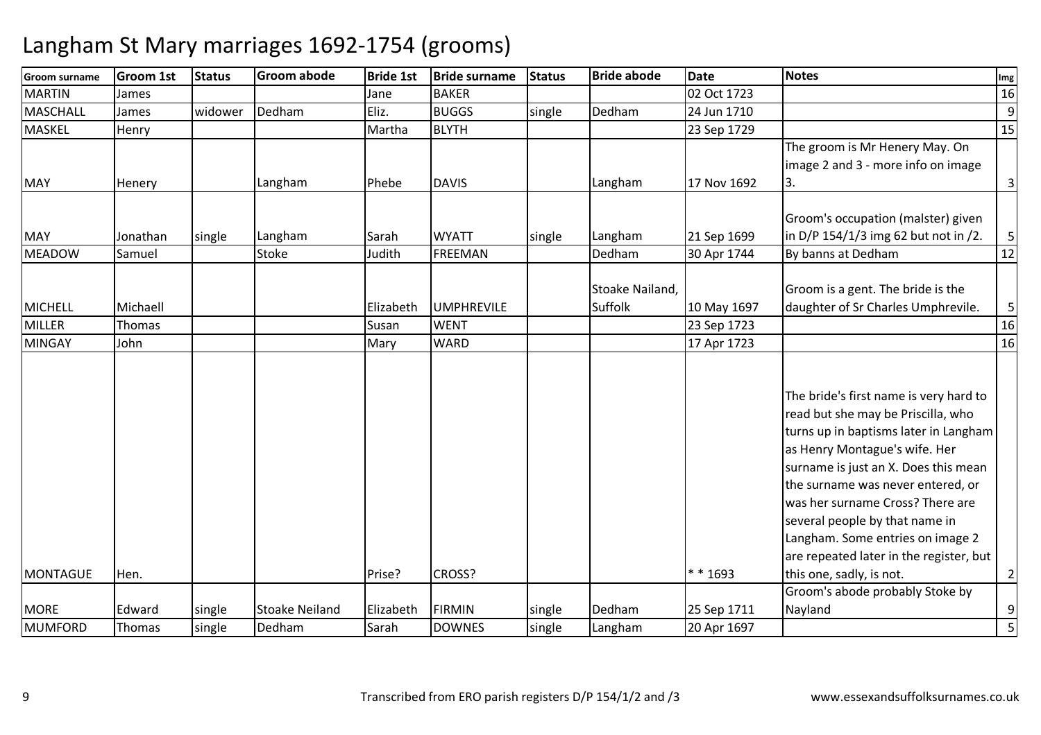# Langham St Mary marriages 1692-1754 (grooms)

| Groom surname | Groom 1st | Status | Groom abode | Bride 1st | Bride surname | Status | Bride abode | Date | Notes | Img |
|---|---|---|---|---|---|---|---|---|---|---|
| MARTIN | James | | | Jane | BAKER | | | 02 Oct 1723 | | 16 |
| MASCHALL | James | widower | Dedham | Eliz. | BUGGS | single | Dedham | 24 Jun 1710 | | 9 |
| MASKEL | Henry | | | Martha | BLYTH | | | 23 Sep 1729 | | 15 |
| MAY | Henery | | Langham | Phebe | DAVIS | | Langham | 17 Nov 1692 | The groom is Mr Henery May. On image 2 and 3 - more info on image 3. | 3 |
| MAY | Jonathan | single | Langham | Sarah | WYATT | single | Langham | 21 Sep 1699 | Groom's occupation (malster) given in D/P 154/1/3 img 62 but not in /2. | 5 |
| MEADOW | Samuel | | Stoke | Judith | FREEMAN | | Dedham | 30 Apr 1744 | By banns at Dedham | 12 |
| MICHELL | Michaell | | | Elizabeth | UMPHREVILE | | Stoake Nailand, Suffolk | 10 May 1697 | Groom is a gent. The bride is the daughter of Sr Charles Umphrevile. | 5 |
| MILLER | Thomas | | | Susan | WENT | | | 23 Sep 1723 | | 16 |
| MINGAY | John | | | Mary | WARD | | | 17 Apr 1723 | | 16 |
| MONTAGUE | Hen. | | | Prise? | CROSS? | | | * * 1693 | The bride's first name is very hard to read but she may be Priscilla, who turns up in baptisms later in Langham as Henry Montague's wife. Her surname is just an X. Does this mean the surname was never entered, or was her surname Cross? There are several people by that name in Langham. Some entries on image 2 are repeated later in the register, but this one, sadly, is not. | 2 |
| MORE | Edward | single | Stoake Neiland | Elizabeth | FIRMIN | single | Dedham | 25 Sep 1711 | Groom's abode probably Stoke by Nayland | 9 |
| MUMFORD | Thomas | single | Dedham | Sarah | DOWNES | single | Langham | 20 Apr 1697 | | 5 |

Transcribed from ERO parish registers D/P 154/1/2 and /3

www.essexandsuffolksurnames.co.uk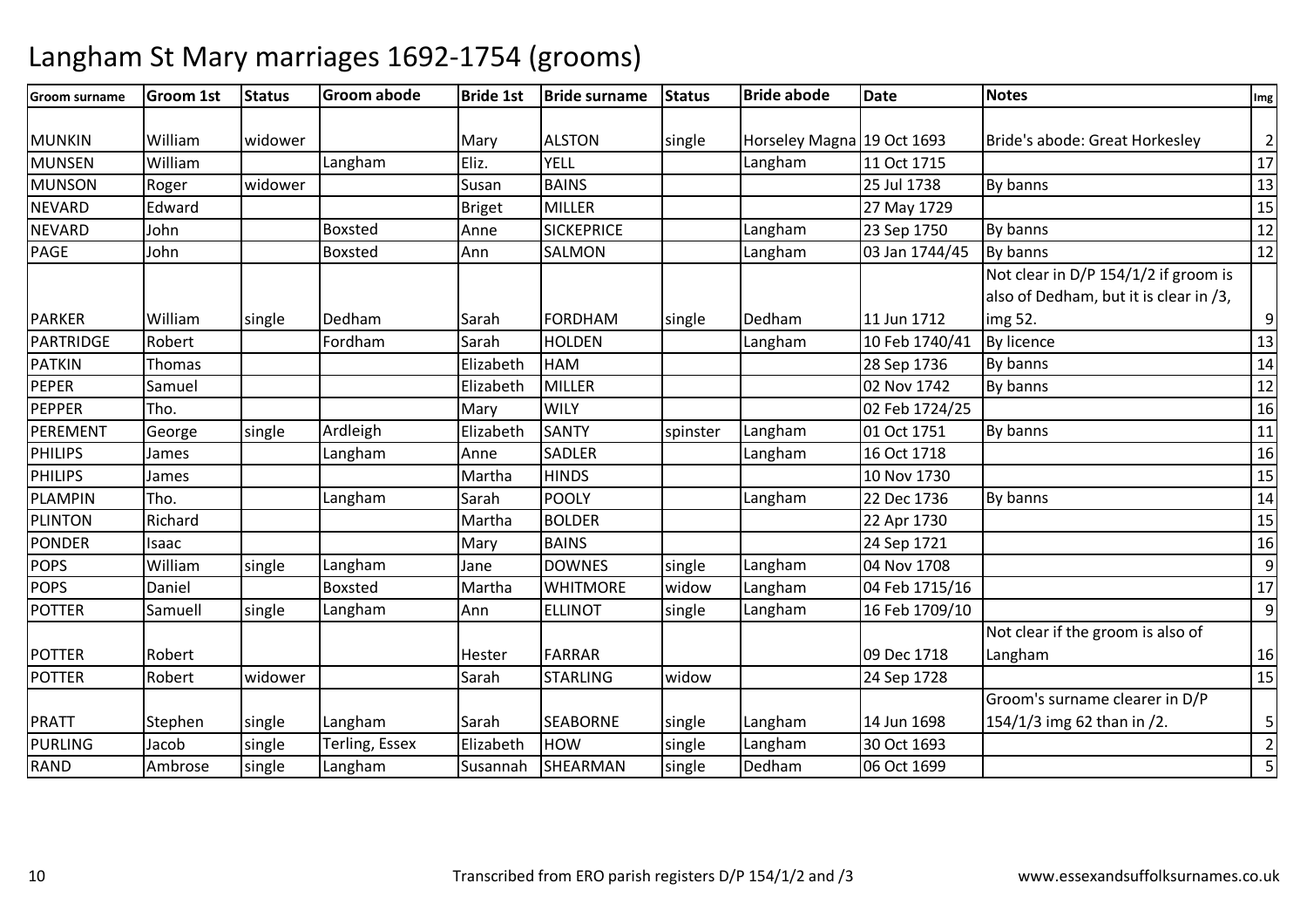# Langham St Mary marriages 1692-1754 (grooms)

| Groom surname | Groom 1st | Status | Groom abode | Bride 1st | Bride surname | Status | Bride abode | Date | Notes | Img |
|---|---|---|---|---|---|---|---|---|---|---|
| MUNKIN | William | widower | | Mary | ALSTON | single | Horseley Magna | 19 Oct 1693 | Bride's abode: Great Horkesley | 2 |
| MUNSEN | William | | Langham | Eliz. | YELL | | Langham | 11 Oct 1715 | | 17 |
| MUNSON | Roger | widower | | Susan | BAINS | | | 25 Jul 1738 | By banns | 13 |
| NEVARD | Edward | | | Briget | MILLER | | | 27 May 1729 | | 15 |
| NEVARD | John | | Boxsted | Anne | SICKEPRICE | | Langham | 23 Sep 1750 | By banns | 12 |
| PAGE | John | | Boxsted | Ann | SALMON | | Langham | 03 Jan 1744/45 | By banns | 12 |
| PARKER | William | single | Dedham | Sarah | FORDHAM | single | Dedham | 11 Jun 1712 | Not clear in D/P 154/1/2 if groom is also of Dedham, but it is clear in /3, img 52. | 9 |
| PARTRIDGE | Robert | | Fordham | Sarah | HOLDEN | | Langham | 10 Feb 1740/41 | By licence | 13 |
| PATKIN | Thomas | | | Elizabeth | HAM | | | 28 Sep 1736 | By banns | 14 |
| PEPER | Samuel | | | Elizabeth | MILLER | | | 02 Nov 1742 | By banns | 12 |
| PEPPER | Tho. | | | Mary | WILY | | | 02 Feb 1724/25 | | 16 |
| PEREMENT | George | single | Ardleigh | Elizabeth | SANTY | spinster | Langham | 01 Oct 1751 | By banns | 11 |
| PHILIPS | James | | Langham | Anne | SADLER | | Langham | 16 Oct 1718 | | 16 |
| PHILIPS | James | | | Martha | HINDS | | | 10 Nov 1730 | | 15 |
| PLAMPIN | Tho. | | Langham | Sarah | POOLY | | Langham | 22 Dec 1736 | By banns | 14 |
| PLINTON | Richard | | | Martha | BOLDER | | | 22 Apr 1730 | | 15 |
| PONDER | Isaac | | | Mary | BAINS | | | 24 Sep 1721 | | 16 |
| POPS | William | single | Langham | Jane | DOWNES | single | Langham | 04 Nov 1708 | | 9 |
| POPS | Daniel | | Boxsted | Martha | WHITMORE | widow | Langham | 04 Feb 1715/16 | | 17 |
| POTTER | Samuell | single | Langham | Ann | ELLINOT | single | Langham | 16 Feb 1709/10 | | 9 |
| POTTER | Robert | | | Hester | FARRAR | | | 09 Dec 1718 | Not clear if the groom is also of Langham | 16 |
| POTTER | Robert | widower | | Sarah | STARLING | widow | | 24 Sep 1728 | | 15 |
| PRATT | Stephen | single | Langham | Sarah | SEABORNE | single | Langham | 14 Jun 1698 | Groom's surname clearer in D/P 154/1/3 img 62 than in /2. | 5 |
| PURLING | Jacob | single | Terling, Essex | Elizabeth | HOW | single | Langham | 30 Oct 1693 | | 2 |
| RAND | Ambrose | single | Langham | Susannah | SHEARMAN | single | Dedham | 06 Oct 1699 | | 5 |

Transcribed from ERO parish registers D/P 154/1/2 and /3

www.essexandsuffolksurnames.co.uk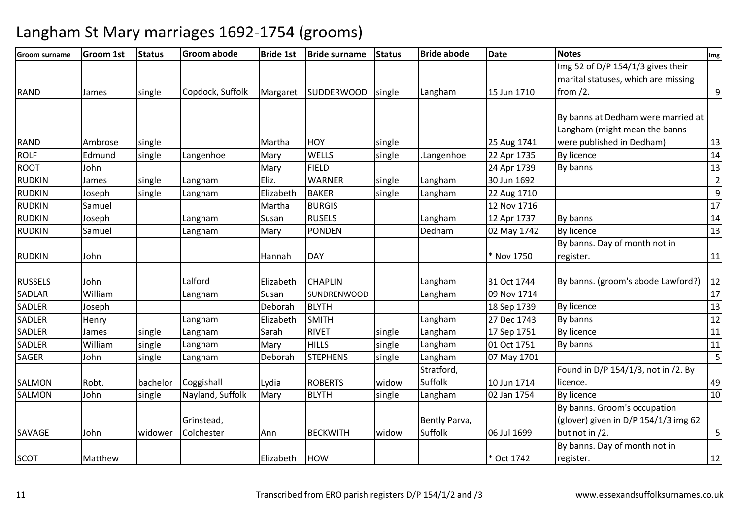# Langham St Mary marriages 1692-1754 (grooms)

| Groom surname | Groom 1st | Status | Groom abode | Bride 1st | Bride surname | Status | Bride abode | Date | Notes | Img |
|---|---|---|---|---|---|---|---|---|---|---|
| RAND | James | single | Copdock, Suffolk | Margaret | SUDDERWOOD | single | Langham | 15 Jun 1710 | Img 52 of D/P 154/1/3 gives their marital statuses, which are missing from /2. | 9 |
| RAND | Ambrose | single | | Martha | HOY | single | | 25 Aug 1741 | By banns at Dedham were married at Langham (might mean the banns were published in Dedham) | 13 |
| ROLF | Edmund | single | Langenhoe | Mary | WELLS | single | .Langenhoe | 22 Apr 1735 | By licence | 14 |
| ROOT | John | | | Mary | FIELD | | | 24 Apr 1739 | By banns | 13 |
| RUDKIN | James | single | Langham | Eliz. | WARNER | single | Langham | 30 Jun 1692 | | 2 |
| RUDKIN | Joseph | single | Langham | Elizabeth | BAKER | single | Langham | 22 Aug 1710 | | 9 |
| RUDKIN | Samuel | | | Martha | BURGIS | | | 12 Nov 1716 | | 17 |
| RUDKIN | Joseph | | Langham | Susan | RUSELS | | Langham | 12 Apr 1737 | By banns | 14 |
| RUDKIN | Samuel | | Langham | Mary | PONDEN | | Dedham | 02 May 1742 | By licence | 13 |
| RUDKIN | John | | | Hannah | DAY | | | * Nov 1750 | By banns. Day of month not in register. | 11 |
| RUSSELS | John | | Lalford | Elizabeth | CHAPLIN | | Langham | 31 Oct 1744 | By banns. (groom's abode Lawford?) | 12 |
| SADLAR | William | | Langham | Susan | SUNDRENWOOD | | Langham | 09 Nov 1714 | | 17 |
| SADLER | Joseph | | | Deborah | BLYTH | | | 18 Sep 1739 | By licence | 13 |
| SADLER | Henry | | Langham | Elizabeth | SMITH | | Langham | 27 Dec 1743 | By banns | 12 |
| SADLER | James | single | Langham | Sarah | RIVET | single | Langham | 17 Sep 1751 | By licence | 11 |
| SADLER | William | single | Langham | Mary | HILLS | single | Langham | 01 Oct 1751 | By banns | 11 |
| SAGER | John | single | Langham | Deborah | STEPHENS | single | Langham | 07 May 1701 | | 5 |
| SALMON | Robt. | bachelor | Coggishall | Lydia | ROBERTS | widow | Stratford, Suffolk | 10 Jun 1714 | Found in D/P 154/1/3, not in /2. By licence. | 49 |
| SALMON | John | single | Nayland, Suffolk | Mary | BLYTH | single | Langham | 02 Jan 1754 | By licence | 10 |
| SAVAGE | John | widower | Grinstead, Colchester | Ann | BECKWITH | widow | Bently Parva, Suffolk | 06 Jul 1699 | By banns. Groom's occupation (glover) given in D/P 154/1/3 img 62 but not in /2. | 5 |
| SCOT | Matthew | | | Elizabeth | HOW | | | * Oct 1742 | By banns. Day of month not in register. | 12 |

Transcribed from ERO parish registers D/P 154/1/2 and /3 www.essexandsuffolksurnames.co.uk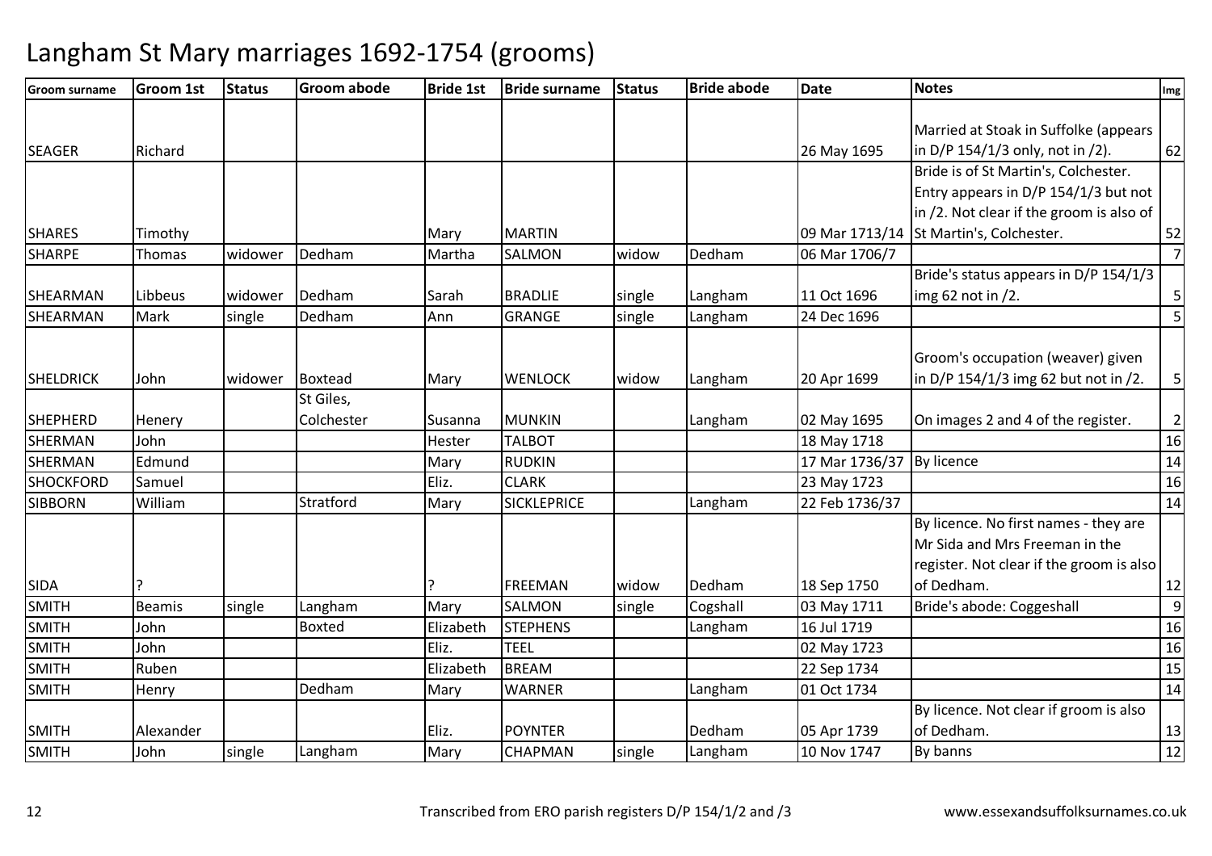# Langham St Mary marriages 1692-1754 (grooms)

| Groom surname | Groom 1st | Status | Groom abode | Bride 1st | Bride surname | Status | Bride abode | Date | Notes | Img |
|---|---|---|---|---|---|---|---|---|---|---|
| SEAGER | Richard | | | | | | | 26 May 1695 | Married at Stoak in Suffolke (appears in D/P 154/1/3 only, not in /2). | 62 |
| SHARES | Timothy | | | Mary | MARTIN | | | 09 Mar 1713/14 | Bride is of St Martin's, Colchester. Entry appears in D/P 154/1/3 but not in /2. Not clear if the groom is also of St Martin's, Colchester. | 52 |
| SHARPE | Thomas | widower | Dedham | Martha | SALMON | widow | Dedham | 06 Mar 1706/7 | | 7 |
| SHEARMAN | Libbeus | widower | Dedham | Sarah | BRADLIE | single | Langham | 11 Oct 1696 | Bride's status appears in D/P 154/1/3 img 62 not in /2. | 5 |
| SHEARMAN | Mark | single | Dedham | Ann | GRANGE | single | Langham | 24 Dec 1696 | | 5 |
| SHELDRICK | John | widower | Boxtead | Mary | WENLOCK | widow | Langham | 20 Apr 1699 | Groom's occupation (weaver) given in D/P 154/1/3 img 62 but not in /2. | 5 |
| SHEPHERD | Henery | | St Giles, Colchester | Susanna | MUNKIN | | Langham | 02 May 1695 | On images 2 and 4 of the register. | 2 |
| SHERMAN | John | | | Hester | TALBOT | | | 18 May 1718 | | 16 |
| SHERMAN | Edmund | | | Mary | RUDKIN | | | 17 Mar 1736/37 | By licence | 14 |
| SHOCKFORD | Samuel | | | Eliz. | CLARK | | | 23 May 1723 | | 16 |
| SIBBORN | William | | Stratford | Mary | SICKLEPRICE | | Langham | 22 Feb 1736/37 | | 14 |
| SIDA | ? | | | ? | FREEMAN | widow | Dedham | 18 Sep 1750 | By licence. No first names - they are Mr Sida and Mrs Freeman in the register. Not clear if the groom is also of Dedham. | 12 |
| SMITH | Beamis | single | Langham | Mary | SALMON | single | Cogshall | 03 May 1711 | Bride's abode: Coggeshall | 9 |
| SMITH | John | | Boxted | Elizabeth | STEPHENS | | Langham | 16 Jul 1719 | | 16 |
| SMITH | John | | | Eliz. | TEEL | | | 02 May 1723 | | 16 |
| SMITH | Ruben | | | Elizabeth | BREAM | | | 22 Sep 1734 | | 15 |
| SMITH | Henry | | Dedham | Mary | WARNER | | Langham | 01 Oct 1734 | | 14 |
| SMITH | Alexander | | | Eliz. | POYNTER | | Dedham | 05 Apr 1739 | By licence. Not clear if groom is also of Dedham. | 13 |
| SMITH | John | single | Langham | Mary | CHAPMAN | single | Langham | 10 Nov 1747 | By banns | 12 |

Transcribed from ERO parish registers D/P 154/1/2 and /3 www.essexandsuffolksurnames.co.uk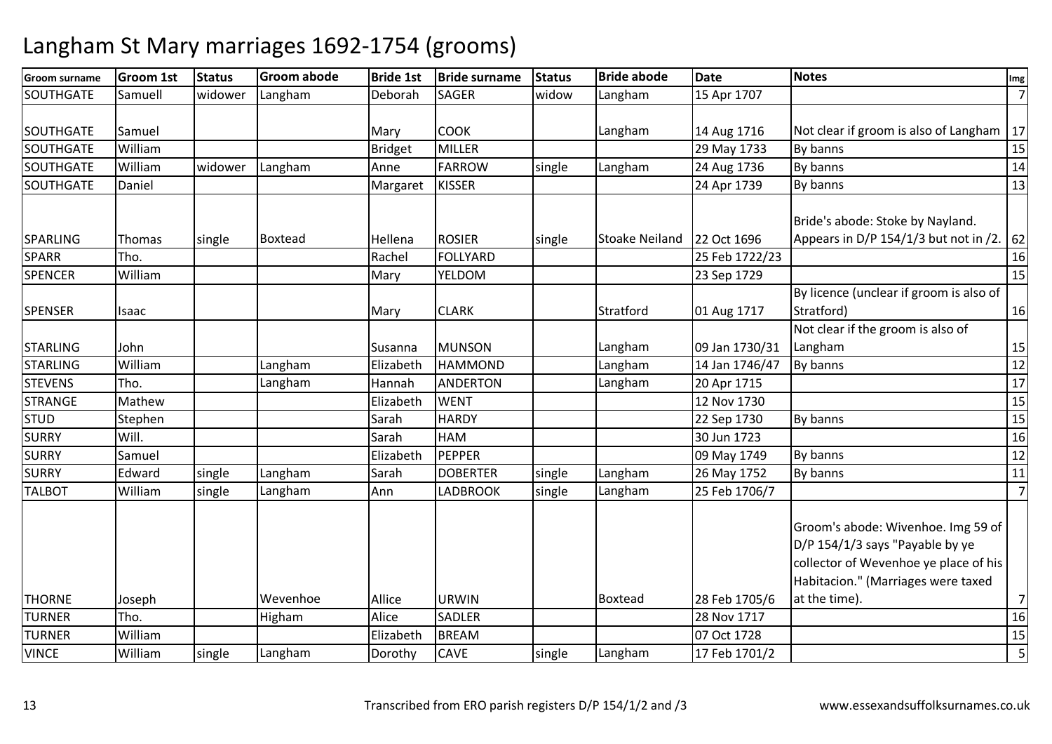# Langham St Mary marriages 1692-1754 (grooms)

| Groom surname | Groom 1st | Status | Groom abode | Bride 1st | Bride surname | Status | Bride abode | Date | Notes | Img |
|---|---|---|---|---|---|---|---|---|---|---|
| SOUTHGATE | Samuell | widower | Langham | Deborah | SAGER | widow | Langham | 15 Apr 1707 | | 7 |
| SOUTHGATE | Samuel | | | Mary | COOK | | Langham | 14 Aug 1716 | Not clear if groom is also of Langham | 17 |
| SOUTHGATE | William | | | Bridget | MILLER | | | 29 May 1733 | By banns | 15 |
| SOUTHGATE | William | widower | Langham | Anne | FARROW | single | Langham | 24 Aug 1736 | By banns | 14 |
| SOUTHGATE | Daniel | | | Margaret | KISSER | | | 24 Apr 1739 | By banns | 13 |
| SPARLING | Thomas | single | Boxtead | Hellena | ROSIER | single | Stoake Neiland | 22 Oct 1696 | Bride's abode: Stoke by Nayland. Appears in D/P 154/1/3 but not in /2. | 62 |
| SPARR | Tho. | | | Rachel | FOLLYARD | | | 25 Feb 1722/23 | | 16 |
| SPENCER | William | | | Mary | YELDOM | | | 23 Sep 1729 | | 15 |
| SPENSER | Isaac | | | Mary | CLARK | | Stratford | 01 Aug 1717 | By licence (unclear if groom is also of Stratford) | 16 |
| STARLING | John | | | Susanna | MUNSON | | Langham | 09 Jan 1730/31 | Not clear if the groom is also of Langham | 15 |
| STARLING | William | | Langham | Elizabeth | HAMMOND | | Langham | 14 Jan 1746/47 | By banns | 12 |
| STEVENS | Tho. | | Langham | Hannah | ANDERTON | | Langham | 20 Apr 1715 | | 17 |
| STRANGE | Mathew | | | Elizabeth | WENT | | | 12 Nov 1730 | | 15 |
| STUD | Stephen | | | Sarah | HARDY | | | 22 Sep 1730 | By banns | 15 |
| SURRY | Will. | | | Sarah | HAM | | | 30 Jun 1723 | | 16 |
| SURRY | Samuel | | | Elizabeth | PEPPER | | | 09 May 1749 | By banns | 12 |
| SURRY | Edward | single | Langham | Sarah | DOBERTER | single | Langham | 26 May 1752 | By banns | 11 |
| TALBOT | William | single | Langham | Ann | LADBROOK | single | Langham | 25 Feb 1706/7 | | 7 |
| THORNE | Joseph | | Wevenhoe | Allice | URWIN | | Boxtead | 28 Feb 1705/6 | Groom's abode: Wivenhoe. Img 59 of D/P 154/1/3 says "Payable by ye collector of Wevenhoe ye place of his Habitacion." (Marriages were taxed at the time). | 7 |
| TURNER | Tho. | | Higham | Alice | SADLER | | | 28 Nov 1717 | | 16 |
| TURNER | William | | | Elizabeth | BREAM | | | 07 Oct 1728 | | 15 |
| VINCE | William | single | Langham | Dorothy | CAVE | single | Langham | 17 Feb 1701/2 | | 5 |

Transcribed from ERO parish registers D/P 154/1/2 and /3 www.essexandsuffolksurnames.co.uk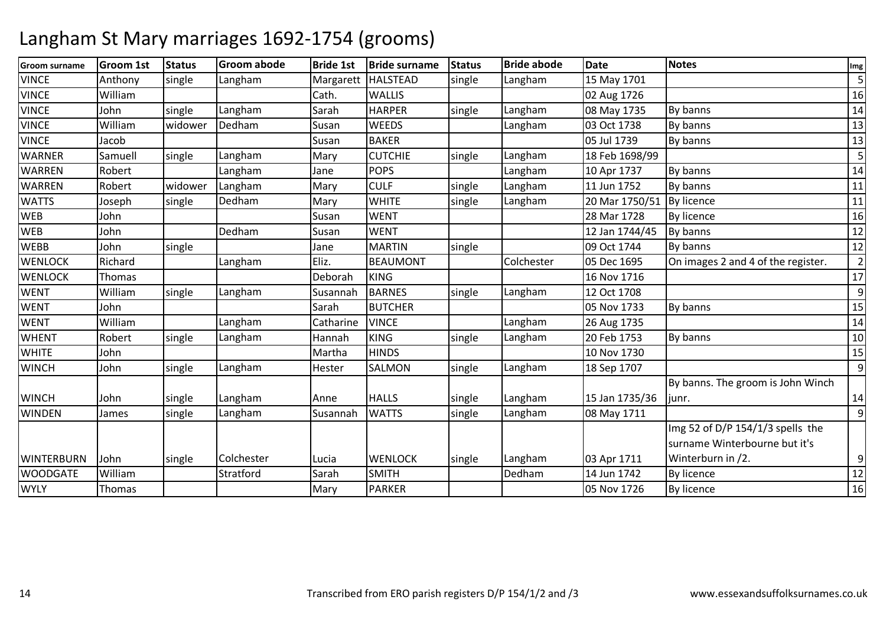# Langham St Mary marriages 1692-1754 (grooms)

| Groom surname | Groom 1st | Status | Groom abode | Bride 1st | Bride surname | Status | Bride abode | Date | Notes | Img |
|---|---|---|---|---|---|---|---|---|---|---|
| VINCE | Anthony | single | Langham | Margarett | HALSTEAD | single | Langham | 15 May 1701 | | 5 |
| VINCE | William | | | Cath. | WALLIS | | | 02 Aug 1726 | | 16 |
| VINCE | John | single | Langham | Sarah | HARPER | single | Langham | 08 May 1735 | By banns | 14 |
| VINCE | William | widower | Dedham | Susan | WEEDS | | Langham | 03 Oct 1738 | By banns | 13 |
| VINCE | Jacob | | | Susan | BAKER | | | 05 Jul 1739 | By banns | 13 |
| WARNER | Samuell | single | Langham | Mary | CUTCHIE | single | Langham | 18 Feb 1698/99 | | 5 |
| WARREN | Robert | | Langham | Jane | POPS | | Langham | 10 Apr 1737 | By banns | 14 |
| WARREN | Robert | widower | Langham | Mary | CULF | single | Langham | 11 Jun 1752 | By banns | 11 |
| WATTS | Joseph | single | Dedham | Mary | WHITE | single | Langham | 20 Mar 1750/51 | By licence | 11 |
| WEB | John | | | Susan | WENT | | | 28 Mar 1728 | By licence | 16 |
| WEB | John | | Dedham | Susan | WENT | | | 12 Jan 1744/45 | By banns | 12 |
| WEBB | John | single | | Jane | MARTIN | single | | 09 Oct 1744 | By banns | 12 |
| WENLOCK | Richard | | Langham | Eliz. | BEAUMONT | | Colchester | 05 Dec 1695 | On images 2 and 4 of the register. | 2 |
| WENLOCK | Thomas | | | Deborah | KING | | | 16 Nov 1716 | | 17 |
| WENT | William | single | Langham | Susannah | BARNES | single | Langham | 12 Oct 1708 | | 9 |
| WENT | John | | | Sarah | BUTCHER | | | 05 Nov 1733 | By banns | 15 |
| WENT | William | | Langham | Catharine | VINCE | | Langham | 26 Aug 1735 | | 14 |
| WHENT | Robert | single | Langham | Hannah | KING | single | Langham | 20 Feb 1753 | By banns | 10 |
| WHITE | John | | | Martha | HINDS | | | 10 Nov 1730 | | 15 |
| WINCH | John | single | Langham | Hester | SALMON | single | Langham | 18 Sep 1707 | | 9 |
| WINCH | John | single | Langham | Anne | HALLS | single | Langham | 15 Jan 1735/36 | By banns. The groom is John Winch junr. | 14 |
| WINDEN | James | single | Langham | Susannah | WATTS | single | Langham | 08 May 1711 | | 9 |
| WINTERBURN | John | single | Colchester | Lucia | WENLOCK | single | Langham | 03 Apr 1711 | Img 52 of D/P 154/1/3 spells the surname Winterbourne but it's Winterburn in /2. | 9 |
| WOODGATE | William | | Stratford | Sarah | SMITH | | Dedham | 14 Jun 1742 | By licence | 12 |
| WYLY | Thomas | | | Mary | PARKER | | | 05 Nov 1726 | By licence | 16 |

Transcribed from ERO parish registers D/P 154/1/2 and /3 www.essexandsuffolksurnames.co.uk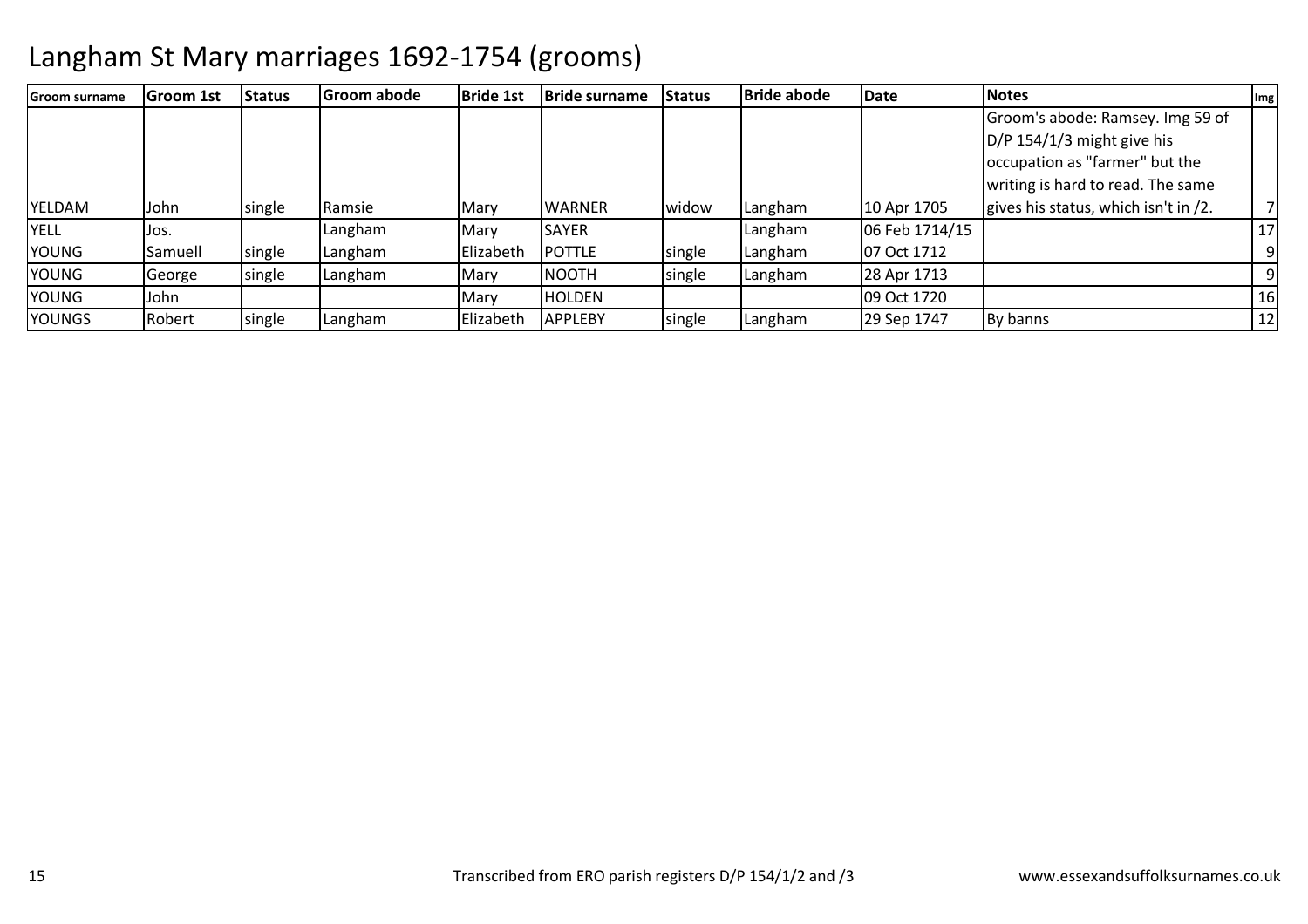# Langham St Mary marriages 1692-1754 (grooms)

| Groom surname | Groom 1st | Status | Groom abode | Bride 1st | Bride surname | Status | Bride abode | Date | Notes | Img |
|---|---|---|---|---|---|---|---|---|---|---|
| YELDAM | John | single | Ramsie | Mary | WARNER | widow | Langham | 10 Apr 1705 | Groom's abode: Ramsey. Img 59 of D/P 154/1/3 might give his occupation as "farmer" but the writing is hard to read. The same gives his status, which isn't in /2. | 7 |
| YELL | Jos. | | Langham | Mary | SAYER | | Langham | 06 Feb 1714/15 | | 17 |
| YOUNG | Samuell | single | Langham | Elizabeth | POTTLE | single | Langham | 07 Oct 1712 | | 9 |
| YOUNG | George | single | Langham | Mary | NOOTH | single | Langham | 28 Apr 1713 | | 9 |
| YOUNG | John | | | Mary | HOLDEN | | | 09 Oct 1720 | | 16 |
| YOUNGS | Robert | single | Langham | Elizabeth | APPLEBY | single | Langham | 29 Sep 1747 | By banns | 12 |

Transcribed from ERO parish registers D/P 154/1/2 and /3

www.essexandsuffolksurnames.co.uk